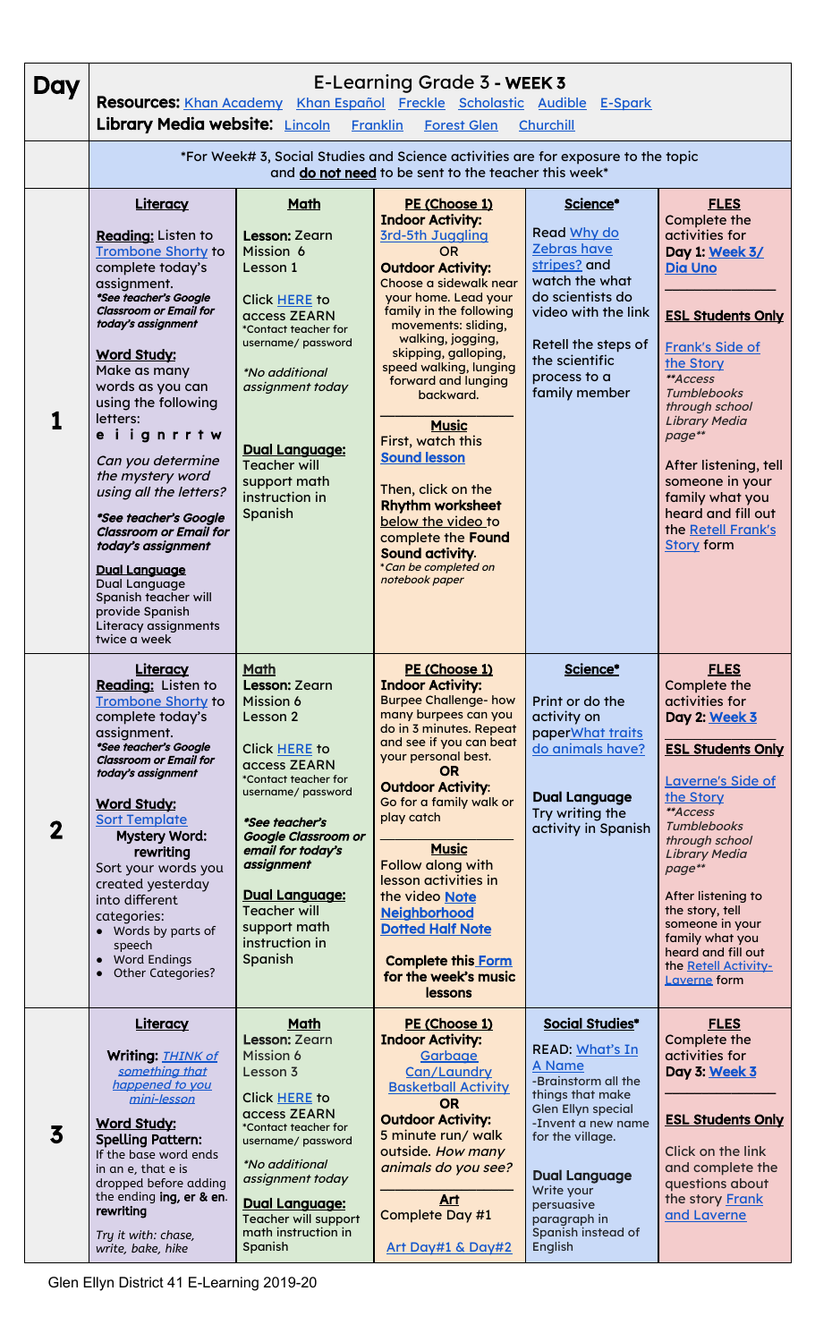| Day | E-Learning Grade 3 - **WEEK 3**<br>**Resources:** Khan Academy Khan Español Freckle Scholastic Audible E-Spark<br>**Library Media website:** Lincoln Franklin Forest Glen Churchill | | | | |
|---|---|---|---|---|---|
| | *For Week# 3, Social Studies and Science activities are for exposure to the topic and **do not need** to be sent to the teacher this week* | | | | |
| **1** | **Literacy**<br><br>**Reading:** Listen to Trombone Shorty to complete today's assignment.<br>***See teacher's Google Classroom or Email for today's assignment***<br><br>**Word Study:**<br>Make as many words as you can using the following letters:<br>**e i i g n r r t w**<br><br>*Can you determine the mystery word using all the letters?*<br><br>***See teacher's Google Classroom or Email for today's assignment***<br><br>**Dual Language**<br>Dual Language Spanish teacher will provide Spanish Literacy assignments twice a week | **Math**<br><br>**Lesson:** Zearn Mission 6 Lesson 1<br><br>Click HERE to access ZEARN<br>*Contact teacher for username/ password<br><br>*\*No additional assignment today*<br><br>**Dual Language:**<br>Teacher will support math instruction in Spanish | **PE (Choose 1)**<br>**Indoor Activity:**<br>3rd-5th Juggling<br>OR<br>**Outdoor Activity:**<br>Choose a sidewalk near your home. Lead your family in the following movements: sliding, walking, jogging, skipping, galloping, speed walking, lunging forward and lunging backward.<br><br>**Music**<br>First, watch this **Sound lesson**<br><br>Then, click on the **Rhythm worksheet** below the video to complete the **Found Sound activity**.<br>*\*Can be completed on notebook paper* | **Science***<br><br>Read Why do Zebras have stripes? and watch the what do scientists do video with the link<br><br>Retell the steps of the scientific process to a family member | **FLES**<br>Complete the activities for **Day 1: Week 3/ Dia Uno**<br><br>**ESL Students Only**<br><br>Frank's Side of the Story<br>*\*\*Access Tumblebooks through school Library Media page\*\**<br><br>After listening, tell someone in your family what you heard and fill out the Retell Frank's Story form |
| **2** | **Literacy**<br>**Reading:** Listen to Trombone Shorty to complete today's assignment.<br>***See teacher's Google Classroom or Email for today's assignment***<br><br>**Word Study:**<br>Sort Template<br>**Mystery Word: rewriting**<br>Sort your words you created yesterday into different categories:<br>• Words by parts of speech<br>• Word Endings<br>• Other Categories? | **Math**<br>**Lesson:** Zearn Mission 6 Lesson 2<br><br>Click HERE to access ZEARN<br>*Contact teacher for username/ password<br><br>***\*See teacher's Google Classroom or email for today's assignment***<br><br>**Dual Language:**<br>Teacher will support math instruction in Spanish | **PE (Choose 1)**<br>**Indoor Activity:**<br>Burpee Challenge- how many burpees can you do in 3 minutes. Repeat and see if you can beat your personal best.<br>**OR**<br>**Outdoor Activity:**<br>Go for a family walk or play catch<br><br>**Music**<br>Follow along with lesson activities in the video **Note Neighborhood Dotted Half Note**<br><br>**Complete this Form for the week's music lessons** | **Science***<br><br>Print or do the activity on paper What traits do animals have?<br><br>**Dual Language**<br>Try writing the activity in Spanish | **FLES**<br>Complete the activities for **Day 2: Week 3**<br><br>**ESL Students Only**<br><br>Laverne's Side of the Story<br>*\*\*Access Tumblebooks through school Library Media page\*\**<br><br>After listening to the story, tell someone in your family what you heard and fill out the Retell Activity-Laverne form |
| **3** | **Literacy**<br><br>**Writing:** *THINK of something that happened to you mini-lesson*<br><br>**Word Study:**<br>**Spelling Pattern:**<br>If the base word ends in an e, that e is dropped before adding the ending **ing, er & en**.<br>**rewriting**<br><br>*Try it with: chase, write, bake, hike* | **Math**<br>**Lesson:** Zearn Mission 6 Lesson 3<br><br>Click HERE to access ZEARN<br>*Contact teacher for username/ password<br><br>*\*No additional assignment today*<br><br>**Dual Language:**<br>Teacher will support math instruction in Spanish | **PE (Choose 1)**<br>**Indoor Activity:**<br>Garbage Can/Laundry Basketball Activity<br>**OR**<br>**Outdoor Activity:**<br>5 minute run/ walk outside. *How many animals do you see?*<br><br>**Art**<br>Complete Day #1<br><br>Art Day#1 & Day#2 | **Social Studies***<br><br>READ: What's In A Name<br>-Brainstorm all the things that make Glen Ellyn special<br>-Invent a new name for the village.<br><br>**Dual Language**<br>Write your persuasive paragraph in Spanish instead of English | **FLES**<br>Complete the activities for **Day 3: Week 3**<br><br>**ESL Students Only**<br><br>Click on the link and complete the questions about the story Frank and Laverne |

Glen Ellyn District 41 E-Learning 2019-20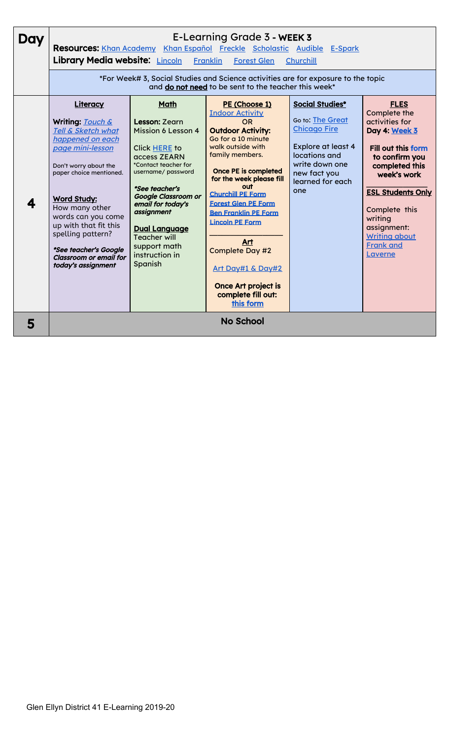| Day | E-Learning Grade 3 - **WEEK 3**<br>**Resources:** Khan Academy Khan Español Freckle Scholastic Audible E-Spark<br>**Library Media website:** Lincoln Franklin Forest Glen Churchill<br><br>*For Week# 3, Social Studies and Science activities are for exposure to the topic and **do not need** to be sent to the teacher this week* | | | | |
|---|---|---|---|---|---|
| **4** | **Literacy**<br><br>**Writing:** *Touch & Tell & Sketch what happened on each page mini-lesson*<br><br>Don't worry about the paper choice mentioned.<br><br>**Word Study:**<br>How many other words can you come up with that fit this spelling pattern?<br><br>***See teacher's Google Classroom or email for today's assignment*** | **Math**<br><br>**Lesson:** Zearn Mission 6 Lesson 4<br><br>Click HERE to access ZEARN<br>*Contact teacher for username/ password<br><br>***See teacher's Google Classroom or email for today's assignment***<br><br>**Dual Language**<br>Teacher will support math instruction in Spanish | **PE (Choose 1)**<br>Indoor Activity<br>OR<br>**Outdoor Activity:**<br>Go for a 10 minute walk outside with family members.<br><br>**Once PE is completed for the week please fill out**<br>**Churchill PE Form**<br>**Forest Glen PE Form**<br>**Ben Franklin PE Form**<br>**Lincoln PE Form**<br><br>**Art**<br>Complete Day #2<br><br>Art Day#1 & Day#2<br><br>**Once Art project is complete fill out:**<br>**this form** | **Social Studies***<br><br>Go to: The Great Chicago Fire<br><br>Explore at least 4 locations and write down one new fact you learned for each one | **FLES**<br>Complete the activities for **Day 4: Week 3**<br><br>**Fill out this form to confirm you completed this week's work**<br><br>**ESL Students Only**<br><br>Complete this writing assignment: Writing about Frank and Laverne |
| **5** | **No School** | | | | |

Glen Ellyn District 41 E-Learning 2019-20